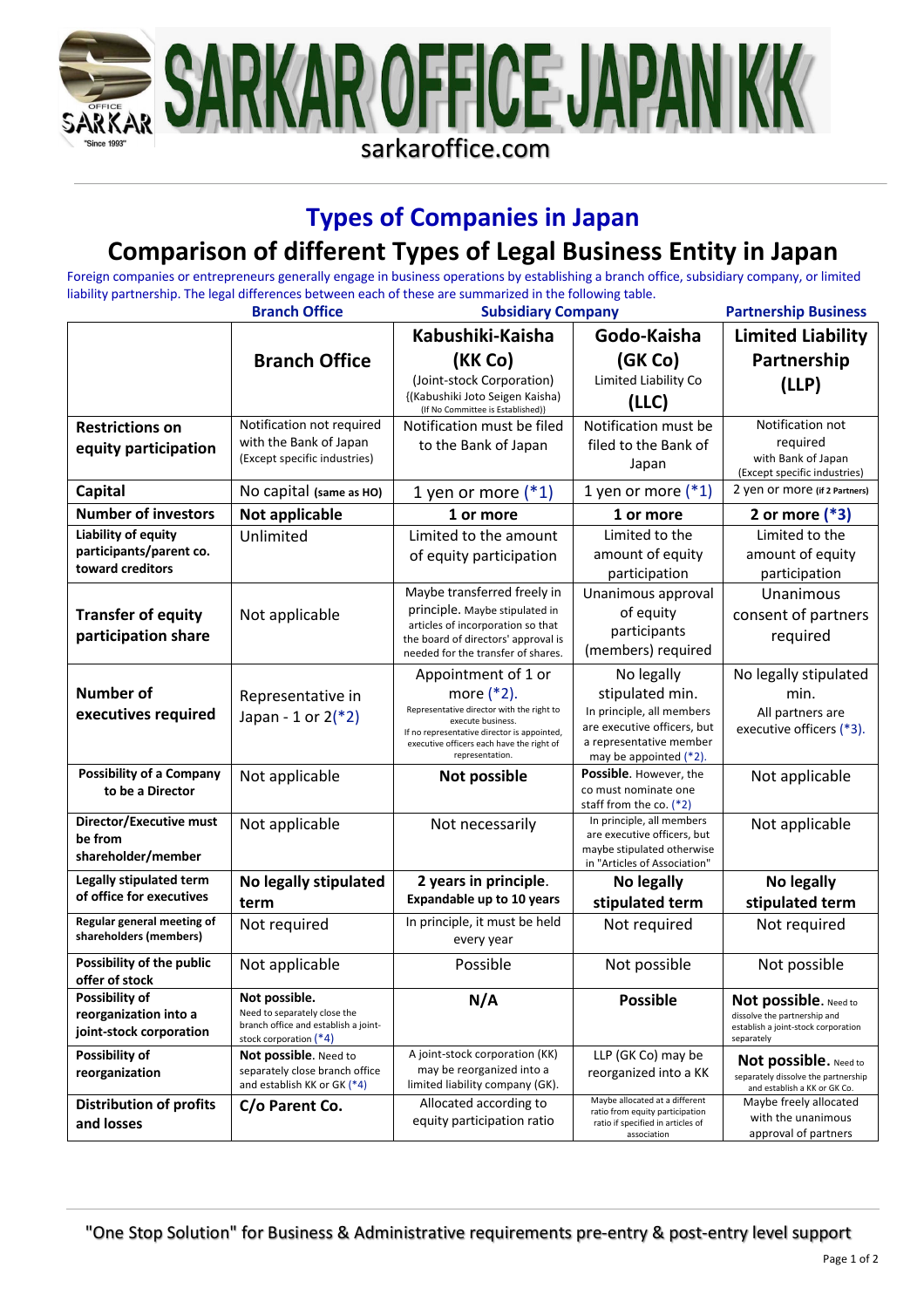# SARKAR OFFICE JAPAN KK

sarkaroffice.com

## Types of Companies in Japan

## Comparison of different Types of Legal Business Entity in Japan

Foreign companies or entrepreneurs generally engage in business operations by establishing a branch office, subsidiary company, or limited liability partnership. The legal differences between each of these are summarized in the following table.

| | Branch Office | Subsidiary Company | | Partnership Business |
|---|---|---|---|---|
| | **Branch Office** | **Kabushiki-Kaisha (KK Co)** (Joint-stock Corporation) {(Kabushiki Joto Seigen Kaisha) (If No Committee is Established)} | **Godo-Kaisha (GK Co)** Limited Liability Co **(LLC)** | **Limited Liability Partnership (LLP)** |
| **Restrictions on equity participation** | Notification not required with the Bank of Japan (Except specific industries) | Notification must be filed to the Bank of Japan | Notification must be filed to the Bank of Japan | Notification not required with Bank of Japan (Except specific industries) |
| **Capital** | No capital **(same as HO)** | 1 yen or more (*1) | 1 yen or more (*1) | 2 yen or more **(if 2 Partners)** |
| **Number of investors** | **Not applicable** | **1 or more** | **1 or more** | **2 or more (*3)** |
| **Liability of equity participants/parent co. toward creditors** | Unlimited | Limited to the amount of equity participation | Limited to the amount of equity participation | Limited to the amount of equity participation |
| **Transfer of equity participation share** | Not applicable | Maybe transferred freely in principle. Maybe stipulated in articles of incorporation so that the board of directors' approval is needed for the transfer of shares. | Unanimous approval of equity participants (members) required | Unanimous consent of partners required |
| **Number of executives required** | Representative in Japan - 1 or 2(*2) | Appointment of 1 or more (*2). Representative director with the right to execute business. If no representative director is appointed, executive officers each have the right of representation. | No legally stipulated min. In principle, all members are executive officers, but a representative member may be appointed (*2). | No legally stipulated min. All partners are executive officers (*3). |
| **Possibility of a Company to be a Director** | Not applicable | **Not possible** | **Possible**. However, the co must nominate one staff from the co. (*2) | Not applicable |
| **Director/Executive must be from shareholder/member** | Not applicable | Not necessarily | In principle, all members are executive officers, but maybe stipulated otherwise in "Articles of Association" | Not applicable |
| **Legally stipulated term of office for executives** | **No legally stipulated term** | **2 years in principle. Expandable up to 10 years** | **No legally stipulated term** | **No legally stipulated term** |
| **Regular general meeting of shareholders (members)** | Not required | In principle, it must be held every year | Not required | Not required |
| **Possibility of the public offer of stock** | Not applicable | Possible | Not possible | Not possible |
| **Possibility of reorganization into a joint-stock corporation** | **Not possible.** Need to separately close the branch office and establish a joint-stock corporation (*4) | **N/A** | **Possible** | **Not possible.** Need to dissolve the partnership and establish a joint-stock corporation separately |
| **Possibility of reorganization** | **Not possible**. Need to separately close branch office and establish KK or GK (*4) | A joint-stock corporation (KK) may be reorganized into a limited liability company (GK). | LLP (GK Co) may be reorganized into a KK | **Not possible.** Need to separately dissolve the partnership and establish a KK or GK Co. |
| **Distribution of profits and losses** | **C/o Parent Co.** | Allocated according to equity participation ratio | Maybe allocated at a different ratio from equity participation ratio if specified in articles of association | Maybe freely allocated with the unanimous approval of partners |

"One Stop Solution" for Business & Administrative requirements pre-entry & post-entry level support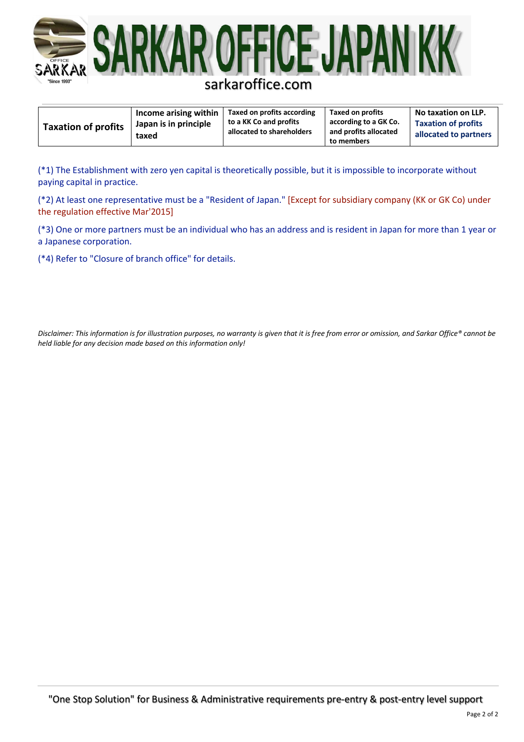| | | | | |
|---|---|---|---|---|
| **Taxation of profits** | **Income arising within Japan is in principle taxed** | **Taxed on profits according to a KK Co and profits allocated to shareholders** | **Taxed on profits according to a GK Co. and profits allocated to members** | **No taxation on LLP. Taxation of profits allocated to partners** |

(*1) The Establishment with zero yen capital is theoretically possible, but it is impossible to incorporate without paying capital in practice.

(*2) At least one representative must be a "Resident of Japan." [Except for subsidiary company (KK or GK Co) under the regulation effective Mar'2015]

(*3) One or more partners must be an individual who has an address and is resident in Japan for more than 1 year or a Japanese corporation.

(*4) Refer to "Closure of branch office" for details.

*Disclaimer: This information is for illustration purposes, no warranty is given that it is free from error or omission, and Sarkar Office® cannot be held liable for any decision made based on this information only!*